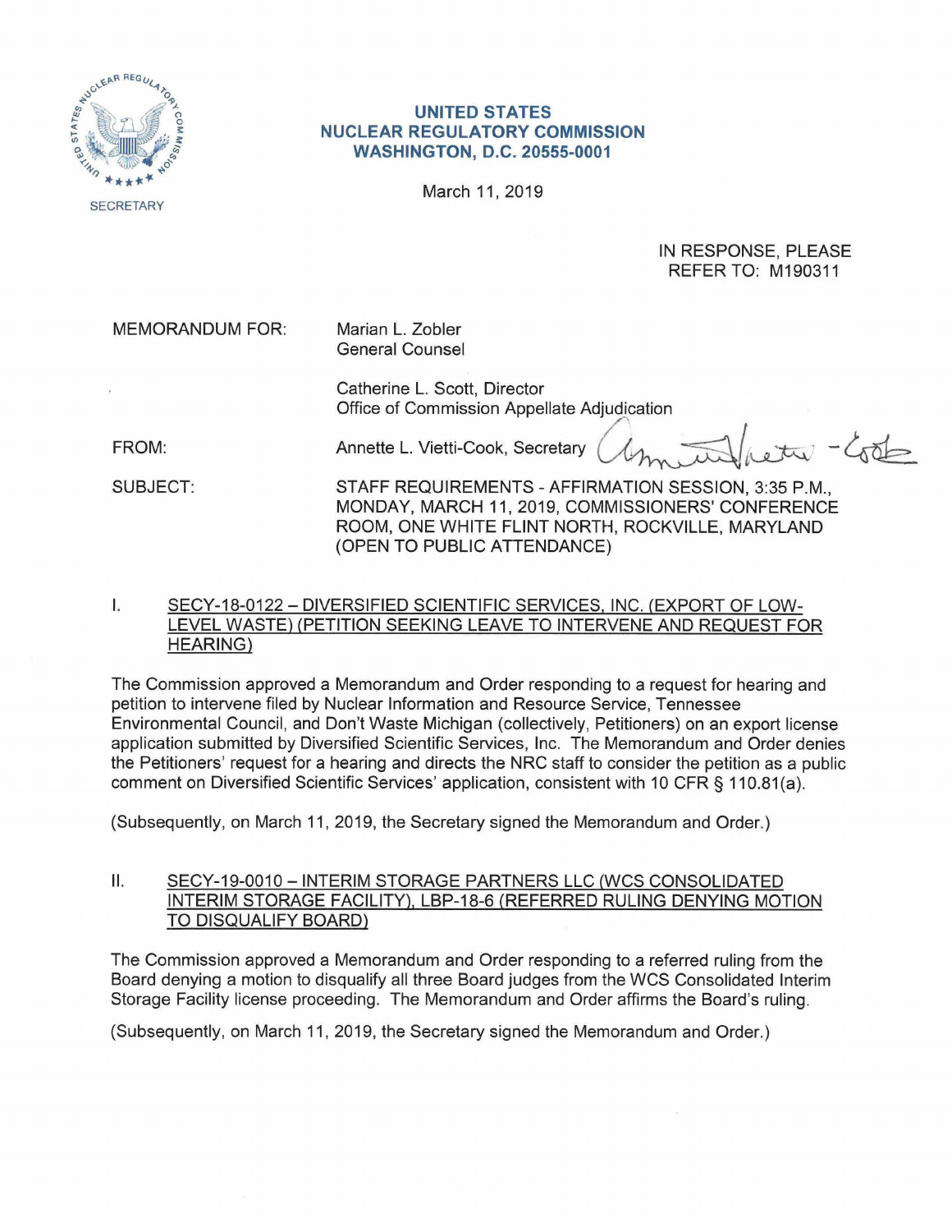SECRETARY

**UNITED STATES**
**NUCLEAR REGULATORY COMMISSION**
**WASHINGTON, D.C. 20555-0001**

March 11, 2019

IN RESPONSE, PLEASE
REFER TO: M190311

MEMORANDUM FOR: Marian L. Zobler
General Counsel

Catherine L. Scott, Director
Office of Commission Appellate Adjudication

FROM: Annette L. Vietti-Cook, Secretary

SUBJECT: STAFF REQUIREMENTS - AFFIRMATION SESSION, 3:35 P.M., MONDAY, MARCH 11, 2019, COMMISSIONERS' CONFERENCE ROOM, ONE WHITE FLINT NORTH, ROCKVILLE, MARYLAND (OPEN TO PUBLIC ATTENDANCE)

## I. SECY-18-0122 – DIVERSIFIED SCIENTIFIC SERVICES, INC. (EXPORT OF LOW-LEVEL WASTE) (PETITION SEEKING LEAVE TO INTERVENE AND REQUEST FOR HEARING)

The Commission approved a Memorandum and Order responding to a request for hearing and petition to intervene filed by Nuclear Information and Resource Service, Tennessee Environmental Council, and Don't Waste Michigan (collectively, Petitioners) on an export license application submitted by Diversified Scientific Services, Inc. The Memorandum and Order denies the Petitioners' request for a hearing and directs the NRC staff to consider the petition as a public comment on Diversified Scientific Services' application, consistent with 10 CFR § 110.81(a).

(Subsequently, on March 11, 2019, the Secretary signed the Memorandum and Order.)

## II. SECY-19-0010 – INTERIM STORAGE PARTNERS LLC (WCS CONSOLIDATED INTERIM STORAGE FACILITY), LBP-18-6 (REFERRED RULING DENYING MOTION TO DISQUALIFY BOARD)

The Commission approved a Memorandum and Order responding to a referred ruling from the Board denying a motion to disqualify all three Board judges from the WCS Consolidated Interim Storage Facility license proceeding. The Memorandum and Order affirms the Board's ruling.

(Subsequently, on March 11, 2019, the Secretary signed the Memorandum and Order.)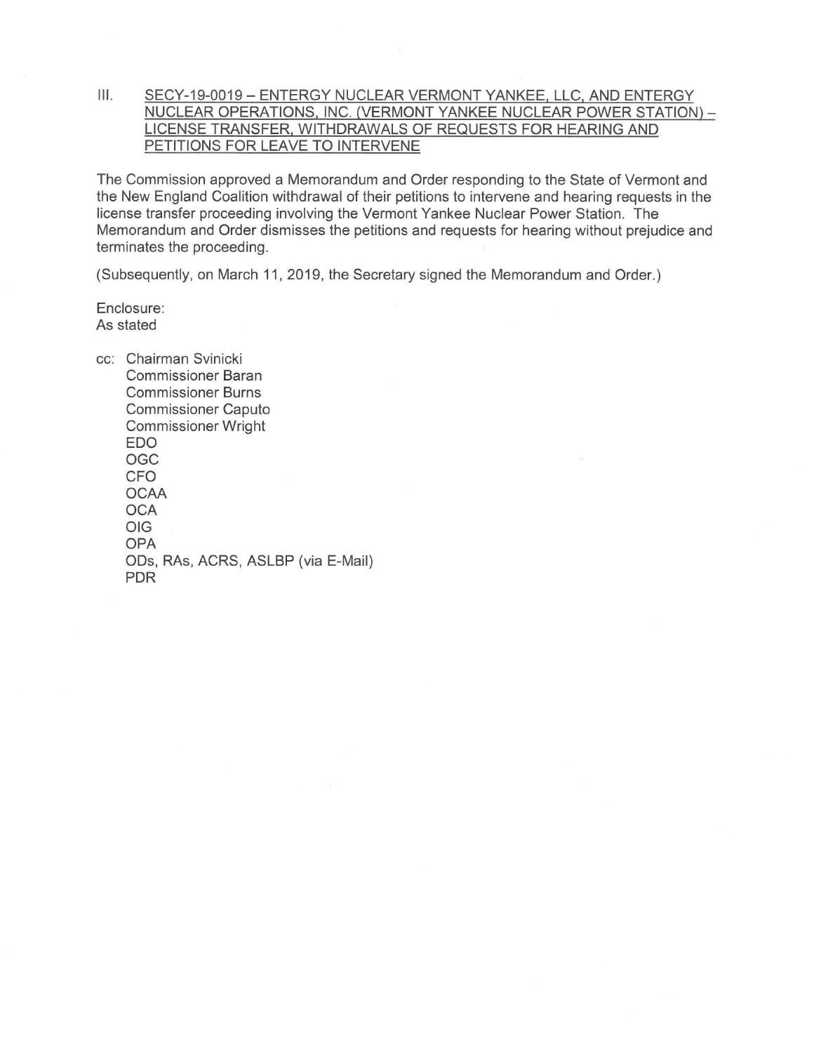III. <u>SECY-19-0019 – ENTERGY NUCLEAR VERMONT YANKEE, LLC, AND ENTERGY NUCLEAR OPERATIONS, INC. (VERMONT YANKEE NUCLEAR POWER STATION) – LICENSE TRANSFER, WITHDRAWALS OF REQUESTS FOR HEARING AND PETITIONS FOR LEAVE TO INTERVENE</u>

The Commission approved a Memorandum and Order responding to the State of Vermont and the New England Coalition withdrawal of their petitions to intervene and hearing requests in the license transfer proceeding involving the Vermont Yankee Nuclear Power Station. The Memorandum and Order dismisses the petitions and requests for hearing without prejudice and terminates the proceeding.

(Subsequently, on March 11, 2019, the Secretary signed the Memorandum and Order.)

Enclosure:
As stated

cc: Chairman Svinicki
Commissioner Baran
Commissioner Burns
Commissioner Caputo
Commissioner Wright
EDO
OGC
CFO
OCAA
OCA
OIG
OPA
ODs, RAs, ACRS, ASLBP (via E-Mail)
PDR